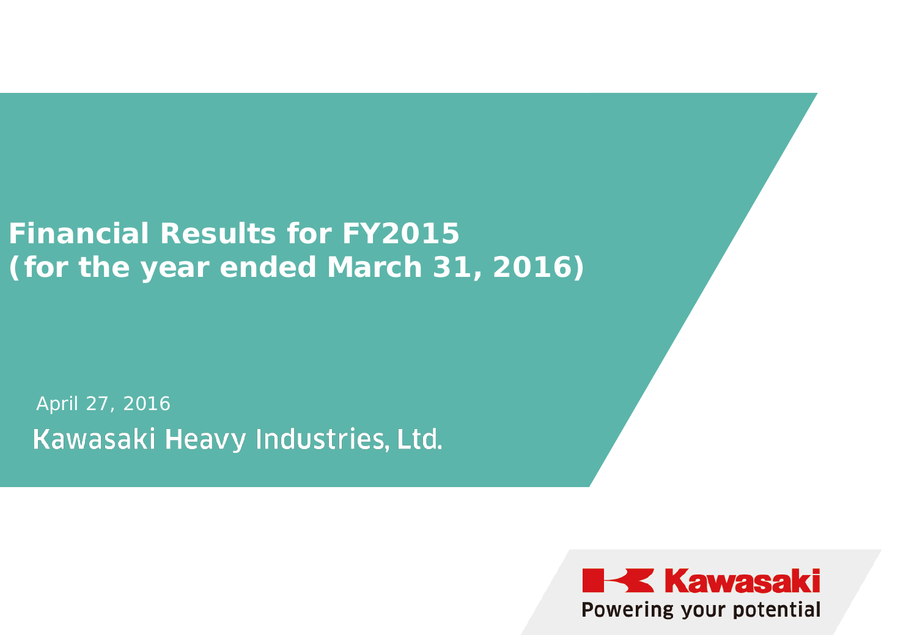# Financial Results for FY2015
# (for the year ended March 31, 2016)

April 27, 2016

Kawasaki Heavy Industries, Ltd.

Kawasaki
Powering your potential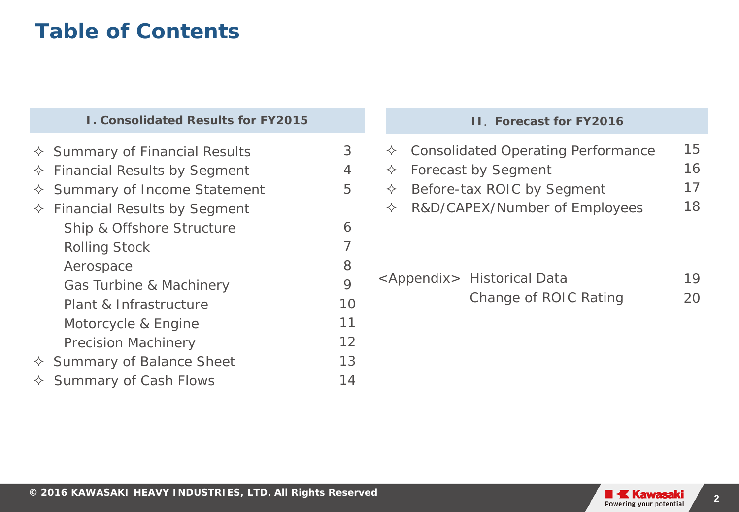# Table of Contents

## I. Consolidated Results for FY2015

| | |
|---|---|
| ✧ Summary of Financial Results | 3 |
| ✧ Financial Results by Segment | 4 |
| ✧ Summary of Income Statement | 5 |
| ✧ Financial Results by Segment | |
| Ship & Offshore Structure | 6 |
| Rolling Stock | 7 |
| Aerospace | 8 |
| Gas Turbine & Machinery | 9 |
| Plant & Infrastructure | 10 |
| Motorcycle & Engine | 11 |
| Precision Machinery | 12 |
| ✧ Summary of Balance Sheet | 13 |
| ✧ Summary of Cash Flows | 14 |

## II. Forecast for FY2016

| | |
|---|---|
| ✧ Consolidated Operating Performance | 15 |
| ✧ Forecast by Segment | 16 |
| ✧ Before-tax ROIC by Segment | 17 |
| ✧ R&D/CAPEX/Number of Employees | 18 |

| | | |
|---|---|---|
| <Appendix> | Historical Data | 19 |
| | Change of ROIC Rating | 20 |

© 2016 KAWASAKI HEAVY INDUSTRIES, LTD. All Rights Reserved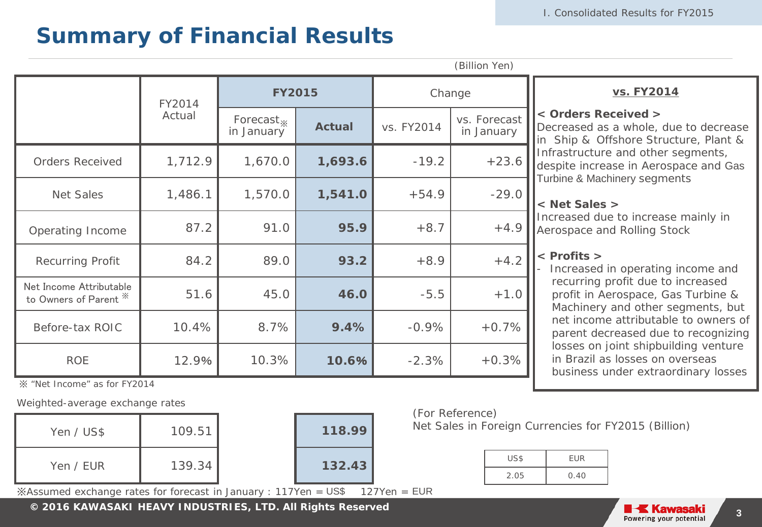# Summary of Financial Results

(Billion Yen)

| | FY2014 Actual | FY2015 | | Change | |
|---|---|---|---|---|---|
| | | Forecast※ in January | Actual | vs. FY2014 | vs. Forecast in January |
| Orders Received | 1,712.9 | 1,670.0 | **1,693.6** | -19.2 | +23.6 |
| Net Sales | 1,486.1 | 1,570.0 | **1,541.0** | +54.9 | -29.0 |
| Operating Income | 87.2 | 91.0 | **95.9** | +8.7 | +4.9 |
| Recurring Profit | 84.2 | 89.0 | **93.2** | +8.9 | +4.2 |
| Net Income Attributable to Owners of Parent ※ | 51.6 | 45.0 | **46.0** | -5.5 | +1.0 |
| Before-tax ROIC | 10.4% | 8.7% | **9.4%** | -0.9% | +0.7% |
| ROE | 12.9% | 10.3% | **10.6%** | -2.3% | +0.3% |

※ "Net Income" as for FY2014

Weighted-average exchange rates

| | FY2014 Actual | FY2015 Actual |
|---|---|---|
| Yen / US$ | 109.51 | **118.99** |
| Yen / EUR | 139.34 | **132.43** |

※Assumed exchange rates for forecast in January : 117Yen = US$ 127Yen = EUR

(For Reference)
Net Sales in Foreign Currencies for FY2015 (Billion)

| US$ | EUR |
|---|---|
| 2.05 | 0.40 |

## vs. FY2014

**< Orders Received >**
Decreased as a whole, due to decrease in Ship & Offshore Structure, Plant & Infrastructure and other segments, despite increase in Aerospace and Gas Turbine & Machinery segments

**< Net Sales >**
Increased due to increase mainly in Aerospace and Rolling Stock

**< Profits >**
- Increased in operating income and recurring profit due to increased profit in Aerospace, Gas Turbine & Machinery and other segments, but net income attributable to owners of parent decreased due to recognizing losses on joint shipbuilding venture in Brazil as losses on overseas business under extraordinary losses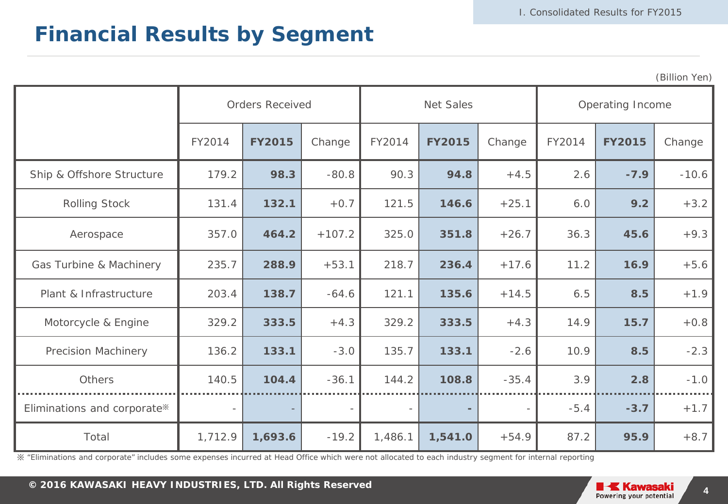# Financial Results by Segment

(Billion Yen)

| | Orders Received | | | Net Sales | | | Operating Income | | |
|---|---|---|---|---|---|---|---|---|---|
| | FY2014 | **FY2015** | Change | FY2014 | **FY2015** | Change | FY2014 | **FY2015** | Change |
| Ship & Offshore Structure | 179.2 | **98.3** | -80.8 | 90.3 | **94.8** | +4.5 | 2.6 | **-7.9** | -10.6 |
| Rolling Stock | 131.4 | **132.1** | +0.7 | 121.5 | **146.6** | +25.1 | 6.0 | **9.2** | +3.2 |
| Aerospace | 357.0 | **464.2** | +107.2 | 325.0 | **351.8** | +26.7 | 36.3 | **45.6** | +9.3 |
| Gas Turbine & Machinery | 235.7 | **288.9** | +53.1 | 218.7 | **236.4** | +17.6 | 11.2 | **16.9** | +5.6 |
| Plant & Infrastructure | 203.4 | **138.7** | -64.6 | 121.1 | **135.6** | +14.5 | 6.5 | **8.5** | +1.9 |
| Motorcycle & Engine | 329.2 | **333.5** | +4.3 | 329.2 | **333.5** | +4.3 | 14.9 | **15.7** | +0.8 |
| Precision Machinery | 136.2 | **133.1** | -3.0 | 135.7 | **133.1** | -2.6 | 10.9 | **8.5** | -2.3 |
| Others | 140.5 | **104.4** | -36.1 | 144.2 | **108.8** | -35.4 | 3.9 | **2.8** | -1.0 |
| Eliminations and corporate※ | - | **-** | - | - | **-** | - | -5.4 | **-3.7** | +1.7 |
| Total | 1,712.9 | **1,693.6** | -19.2 | 1,486.1 | **1,541.0** | +54.9 | 87.2 | **95.9** | +8.7 |

※ "Eliminations and corporate" includes some expenses incurred at Head Office which were not allocated to each industry segment for internal reporting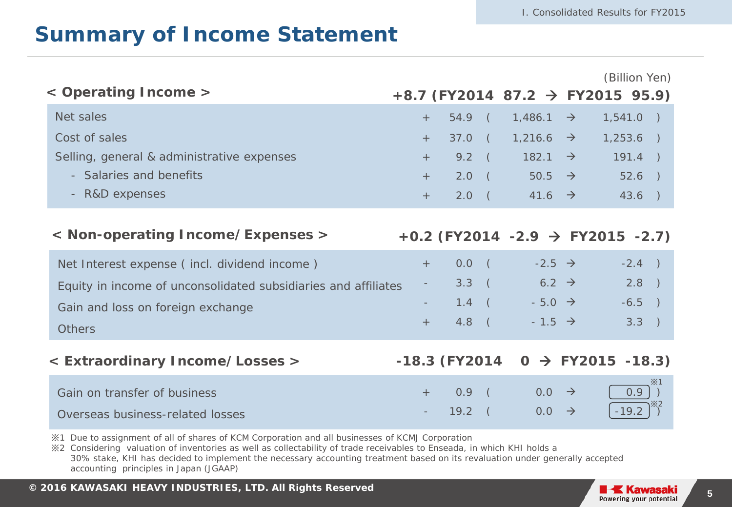# Summary of Income Statement

(Billion Yen)

## < Operating Income >

**+8.7 (FY2014 87.2 → FY2015 95.9)**

| Item | Change | FY2014 | | FY2015 |
|---|---|---|---|---|
| Net sales | + 54.9 | ( 1,486.1 | → | 1,541.0 ) |
| Cost of sales | + 37.0 | ( 1,216.6 | → | 1,253.6 ) |
| Selling, general & administrative expenses | + 9.2 | ( 182.1 | → | 191.4 ) |
| - Salaries and benefits | + 2.0 | ( 50.5 | → | 52.6 ) |
| - R&D expenses | + 2.0 | ( 41.6 | → | 43.6 ) |

## < Non-operating Income/Expenses >

**+0.2 (FY2014 -2.9 → FY2015 -2.7)**

| Item | Change | FY2014 | | FY2015 |
|---|---|---|---|---|
| Net Interest expense ( incl. dividend income ) | + 0.0 | ( -2.5 | → | -2.4 ) |
| Equity in income of unconsolidated subsidiaries and affiliates | - 3.3 | ( 6.2 | → | 2.8 ) |
| Gain and loss on foreign exchange | - 1.4 | ( - 5.0 | → | -6.5 ) |
| Others | + 4.8 | ( - 1.5 | → | 3.3 ) |

## < Extraordinary Income/Losses >

**-18.3 (FY2014 0 → FY2015 -18.3)**

| Item | Change | FY2014 | | FY2015 |
|---|---|---|---|---|
| Gain on transfer of business | + 0.9 | ( 0.0 | → | 0.9 ※1 ) |
| Overseas business-related losses | - 19.2 | ( 0.0 | → | -19.2 ※2 ) |

※1 Due to assignment of all of shares of KCM Corporation and all businesses of KCMJ Corporation

※2 Considering valuation of inventories as well as collectability of trade receivables to Enseada, in which KHI holds a 30% stake, KHI has decided to implement the necessary accounting treatment based on its revaluation under generally accepted accounting principles in Japan (JGAAP)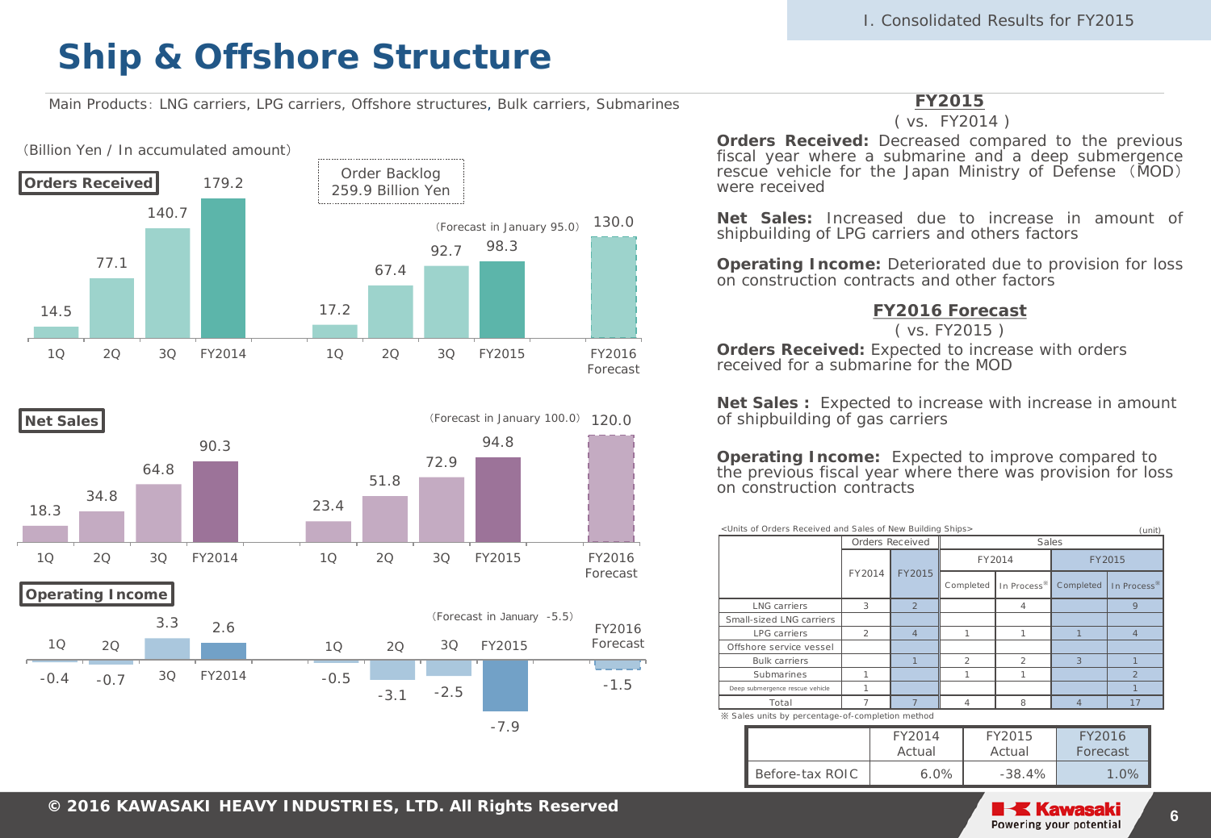# Ship & Offshore Structure

Main Products: LNG carriers, LPG carriers, Offshore structures, Bulk carriers, Submarines

(Billion Yen / In accumulated amount)

**Orders Received**

| | 1Q | 2Q | 3Q | FY2014 | 1Q | 2Q | 3Q | FY2015 | FY2016 Forecast |
|---|---|---|---|---|---|---|---|---|---|
| Orders Received | 14.5 | 77.1 | 140.7 | 179.2 | 17.2 | 67.4 | 92.7 | 98.3 | 130.0 |

(Forecast in January 95.0)

Order Backlog 259.9 Billion Yen

**Net Sales**

| | 1Q | 2Q | 3Q | FY2014 | 1Q | 2Q | 3Q | FY2015 | FY2016 Forecast |
|---|---|---|---|---|---|---|---|---|---|
| Net Sales | 18.3 | 34.8 | 64.8 | 90.3 | 23.4 | 51.8 | 72.9 | 94.8 | 120.0 |

(Forecast in January 100.0)

**Operating Income**

| | 1Q | 2Q | 3Q | FY2014 | 1Q | 2Q | 3Q | FY2015 | FY2016 Forecast |
|---|---|---|---|---|---|---|---|---|---|
| Operating Income | -0.4 | -0.7 | 3.3 | 2.6 | -0.5 | -3.1 | -2.5 | -7.9 | -1.5 |

(Forecast in January -5.5)

## FY2015

( vs. FY2014 )

**Orders Received:** Decreased compared to the previous fiscal year where a submarine and a deep submergence rescue vehicle for the Japan Ministry of Defense (MOD) were received

**Net Sales:** Increased due to increase in amount of shipbuilding of LPG carriers and others factors

**Operating Income:** Deteriorated due to provision for loss on construction contracts and other factors

## FY2016 Forecast

( vs. FY2015 )

**Orders Received:** Expected to increase with orders received for a submarine for the MOD

**Net Sales :** Expected to increase with increase in amount of shipbuilding of gas carriers

**Operating Income:** Expected to improve compared to the previous fiscal year where there was provision for loss on construction contracts

<Units of Orders Received and Sales of New Building Ships> (unit)

| | Orders Received | | Sales | | | |
|---|---|---|---|---|---|---|
| | FY2014 | FY2015 | FY2014 | | FY2015 | |
| | | | Completed | In Process※ | Completed | In Process※ |
| LNG carriers | 3 | 2 | | 4 | | 9 |
| Small-sized LNG carriers | | | | | | |
| LPG carriers | 2 | 4 | 1 | 1 | 1 | 4 |
| Offshore service vessel | | | | | | |
| Bulk carriers | | 1 | 2 | 2 | 3 | 1 |
| Submarines | 1 | | 1 | 1 | | 2 |
| Deep submergence rescue vehicle | 1 | | | | | 1 |
| Total | 7 | 7 | 4 | 8 | 4 | 17 |

※ Sales units by percentage-of-completion method

| | FY2014 Actual | FY2015 Actual | FY2016 Forecast |
|---|---|---|---|
| Before-tax ROIC | 6.0% | -38.4% | 1.0% |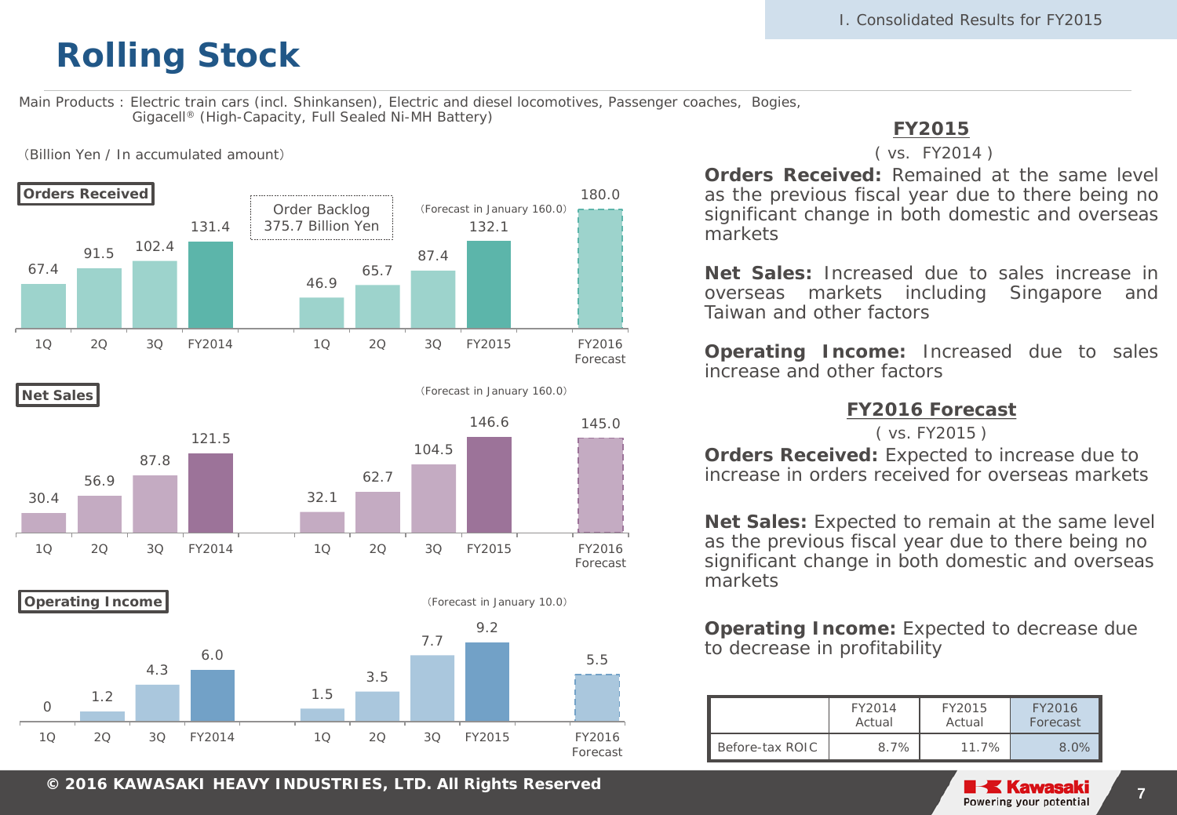# Rolling Stock

Main Products : Electric train cars (incl. Shinkansen), Electric and diesel locomotives, Passenger coaches, Bogies, Gigacell® (High-Capacity, Full Sealed Ni-MH Battery)

(Billion Yen / In accumulated amount)

**Orders Received**

Order Backlog 375.7 Billion Yen

(Forecast in January 160.0)

| | 1Q | 2Q | 3Q | Full Year |
|---|---|---|---|---|
| FY2014 | 67.4 | 91.5 | 102.4 | 131.4 |
| FY2015 | 46.9 | 65.7 | 87.4 | 132.1 |
| FY2016 Forecast | | | | 180.0 |

**Net Sales**

(Forecast in January 160.0)

| | 1Q | 2Q | 3Q | Full Year |
|---|---|---|---|---|
| FY2014 | 30.4 | 56.9 | 87.8 | 121.5 |
| FY2015 | 32.1 | 62.7 | 104.5 | 146.6 |
| FY2016 Forecast | | | | 145.0 |

**Operating Income**

(Forecast in January 10.0)

| | 1Q | 2Q | 3Q | Full Year |
|---|---|---|---|---|
| FY2014 | 0 | 1.2 | 4.3 | 6.0 |
| FY2015 | 1.5 | 3.5 | 7.7 | 9.2 |
| FY2016 Forecast | | | | 5.5 |

## FY2015

( vs. FY2014 )

**Orders Received:** Remained at the same level as the previous fiscal year due to there being no significant change in both domestic and overseas markets

**Net Sales:** Increased due to sales increase in overseas markets including Singapore and Taiwan and other factors

**Operating Income:** Increased due to sales increase and other factors

## FY2016 Forecast

( vs. FY2015 )

**Orders Received:** Expected to increase due to increase in orders received for overseas markets

**Net Sales:** Expected to remain at the same level as the previous fiscal year due to there being no significant change in both domestic and overseas markets

**Operating Income:** Expected to decrease due to decrease in profitability

| | FY2014 Actual | FY2015 Actual | FY2016 Forecast |
|---|---|---|---|
| Before-tax ROIC | 8.7% | 11.7% | 8.0% |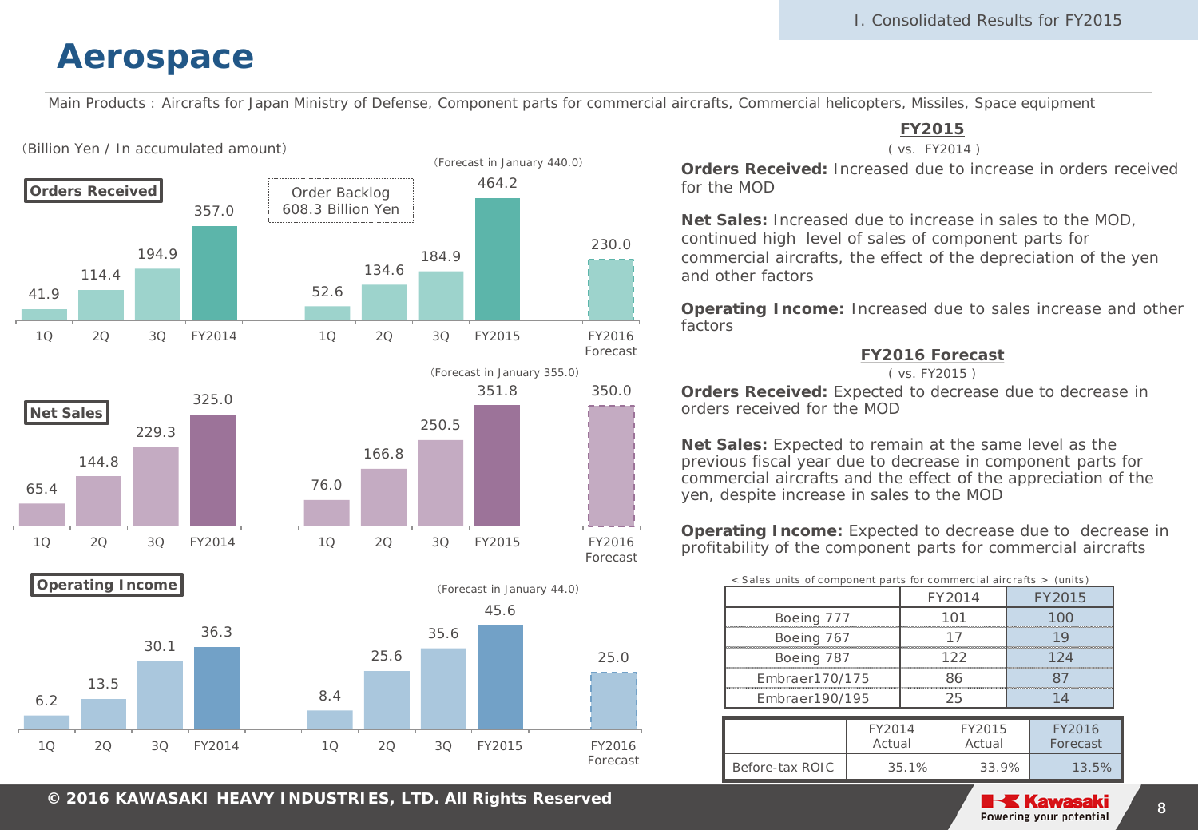# Aerospace

Main Products : Aircrafts for Japan Ministry of Defense, Component parts for commercial aircrafts, Commercial helicopters, Missiles, Space equipment

(Billion Yen / In accumulated amount)

**Orders Received**

| | 1Q | 2Q | 3Q | FY |
|---|---|---|---|---|
| FY2014 | 41.9 | 114.4 | 194.9 | 357.0 |
| FY2015 | 52.6 | 134.6 | 184.9 | 464.2 |
| FY2016 Forecast | | | | 230.0 |

(Forecast in January 440.0)

Order Backlog 608.3 Billion Yen

**Net Sales**

| | 1Q | 2Q | 3Q | FY |
|---|---|---|---|---|
| FY2014 | 65.4 | 144.8 | 229.3 | 325.0 |
| FY2015 | 76.0 | 166.8 | 250.5 | 351.8 |
| FY2016 Forecast | | | | 350.0 |

(Forecast in January 355.0)

**Operating Income**

| | 1Q | 2Q | 3Q | FY |
|---|---|---|---|---|
| FY2014 | 6.2 | 13.5 | 30.1 | 36.3 |
| FY2015 | 8.4 | 25.6 | 35.6 | 45.6 |
| FY2016 Forecast | | | | 25.0 |

(Forecast in January 44.0)

## FY2015

( vs. FY2014 )

**Orders Received:** Increased due to increase in orders received for the MOD

**Net Sales:** Increased due to increase in sales to the MOD, continued high level of sales of component parts for commercial aircrafts, the effect of the depreciation of the yen and other factors

**Operating Income:** Increased due to sales increase and other factors

## FY2016 Forecast

( vs. FY2015 )

**Orders Received:** Expected to decrease due to decrease in orders received for the MOD

**Net Sales:** Expected to remain at the same level as the previous fiscal year due to decrease in component parts for commercial aircrafts and the effect of the appreciation of the yen, despite increase in sales to the MOD

**Operating Income:** Expected to decrease due to decrease in profitability of the component parts for commercial aircrafts

< Sales units of component parts for commercial aircrafts > (units)

| | FY2014 | FY2015 |
|---|---|---|
| Boeing 777 | 101 | 100 |
| Boeing 767 | 17 | 19 |
| Boeing 787 | 122 | 124 |
| Embraer170/175 | 86 | 87 |
| Embraer190/195 | 25 | 14 |

| | FY2014 Actual | FY2015 Actual | FY2016 Forecast |
|---|---|---|---|
| Before-tax ROIC | 35.1% | 33.9% | 13.5% |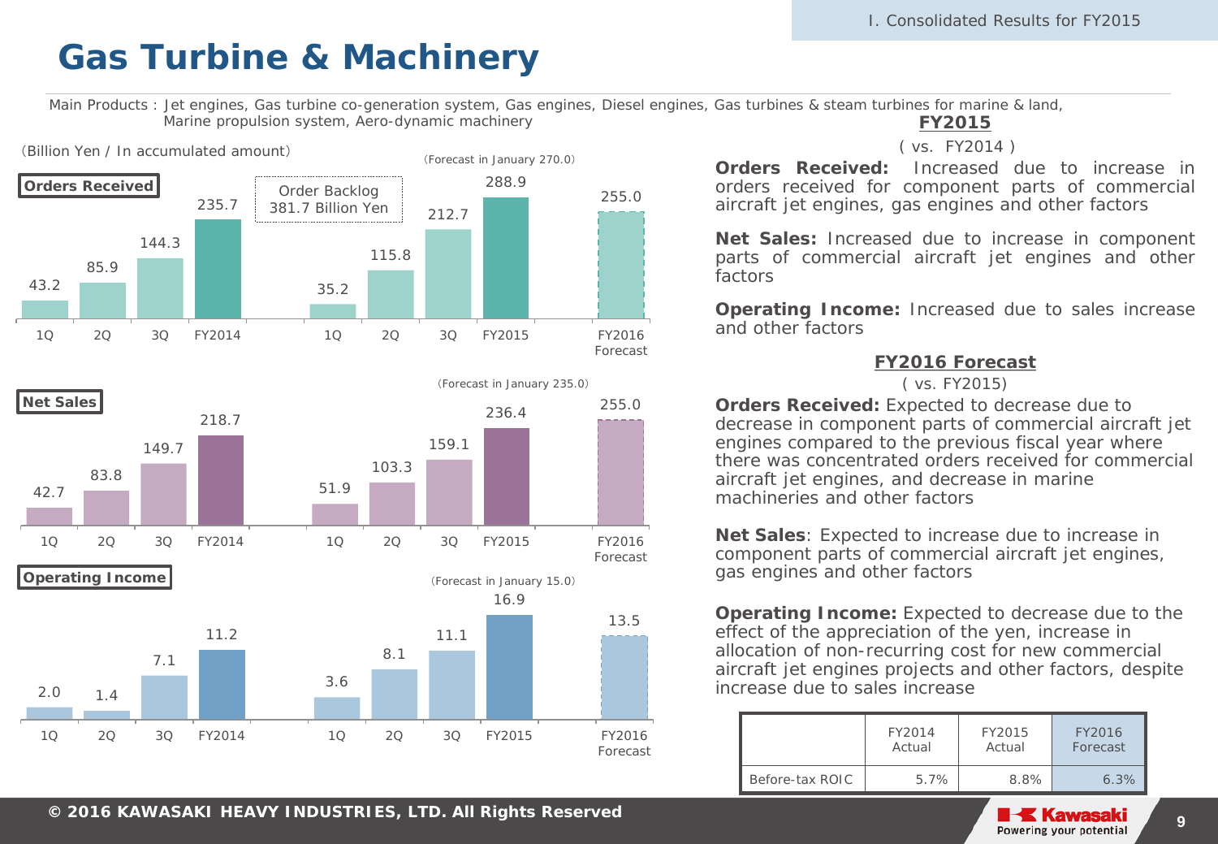# Gas Turbine & Machinery

Main Products : Jet engines, Gas turbine co-generation system, Gas engines, Diesel engines, Gas turbines & steam turbines for marine & land, Marine propulsion system, Aero-dynamic machinery

(Billion Yen / In accumulated amount)

**Orders Received**

Order Backlog 381.7 Billion Yen

(Forecast in January 270.0)

| | 1Q | 2Q | 3Q | Full Year |
|---|---|---|---|---|
| FY2014 | 43.2 | 85.9 | 144.3 | 235.7 |
| FY2015 | 35.2 | 115.8 | 212.7 | 288.9 |
| FY2016 Forecast | | | | 255.0 |

**Net Sales**

(Forecast in January 235.0)

| | 1Q | 2Q | 3Q | Full Year |
|---|---|---|---|---|
| FY2014 | 42.7 | 83.8 | 149.7 | 218.7 |
| FY2015 | 51.9 | 103.3 | 159.1 | 236.4 |
| FY2016 Forecast | | | | 255.0 |

**Operating Income**

(Forecast in January 15.0)

| | 1Q | 2Q | 3Q | Full Year |
|---|---|---|---|---|
| FY2014 | 2.0 | 1.4 | 7.1 | 11.2 |
| FY2015 | 3.6 | 8.1 | 11.1 | 16.9 |
| FY2016 Forecast | | | | 13.5 |

## FY2015

( vs. FY2014 )

**Orders Received:** Increased due to increase in orders received for component parts of commercial aircraft jet engines, gas engines and other factors

**Net Sales:** Increased due to increase in component parts of commercial aircraft jet engines and other factors

**Operating Income:** Increased due to sales increase and other factors

## FY2016 Forecast

( vs. FY2015)

**Orders Received:** Expected to decrease due to decrease in component parts of commercial aircraft jet engines compared to the previous fiscal year where there was concentrated orders received for commercial aircraft jet engines, and decrease in marine machineries and other factors

**Net Sales**: Expected to increase due to increase in component parts of commercial aircraft jet engines, gas engines and other factors

**Operating Income:** Expected to decrease due to the effect of the appreciation of the yen, increase in allocation of non-recurring cost for new commercial aircraft jet engines projects and other factors, despite increase due to sales increase

| | FY2014 Actual | FY2015 Actual | FY2016 Forecast |
|---|---|---|---|
| Before-tax ROIC | 5.7% | 8.8% | 6.3% |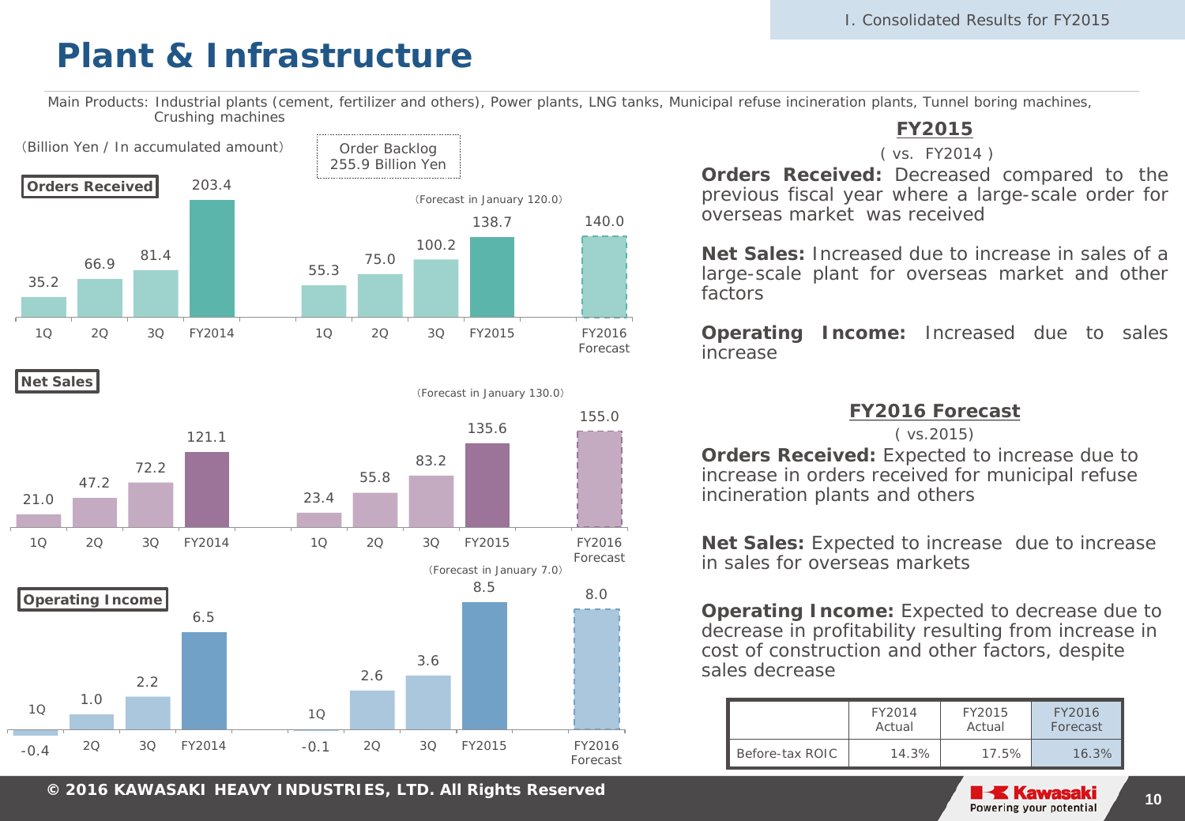# Plant & Infrastructure

Main Products: Industrial plants (cement, fertilizer and others), Power plants, LNG tanks, Municipal refuse incineration plants, Tunnel boring machines, Crushing machines

(Billion Yen / In accumulated amount)

Order Backlog 255.9 Billion Yen

**Orders Received**

| | 1Q | 2Q | 3Q | Full Year |
|---|---|---|---|---|
| FY2014 | 35.2 | 66.9 | 81.4 | 203.4 |
| FY2015 | 55.3 | 75.0 | 100.2 | 138.7 |
| FY2016 Forecast | | | | 140.0 |

(Forecast in January 120.0)

**Net Sales**

| | 1Q | 2Q | 3Q | Full Year |
|---|---|---|---|---|
| FY2014 | 21.0 | 47.2 | 72.2 | 121.1 |
| FY2015 | 23.4 | 55.8 | 83.2 | 135.6 |
| FY2016 Forecast | | | | 155.0 |

(Forecast in January 130.0)

**Operating Income**

| | 1Q | 2Q | 3Q | Full Year |
|---|---|---|---|---|
| FY2014 | -0.4 | 1.0 | 2.2 | 6.5 |
| FY2015 | -0.1 | 2.6 | 3.6 | 8.5 |
| FY2016 Forecast | | | | 8.0 |

(Forecast in January 7.0)

## FY2015

( vs. FY2014 )

**Orders Received:** Decreased compared to the previous fiscal year where a large-scale order for overseas market was received

**Net Sales:** Increased due to increase in sales of a large-scale plant for overseas market and other factors

**Operating Income:** Increased due to sales increase

## FY2016 Forecast

( vs.2015)

**Orders Received:** Expected to increase due to increase in orders received for municipal refuse incineration plants and others

**Net Sales:** Expected to increase due to increase in sales for overseas markets

**Operating Income:** Expected to decrease due to decrease in profitability resulting from increase in cost of construction and other factors, despite sales decrease

| | FY2014 Actual | FY2015 Actual | FY2016 Forecast |
|---|---|---|---|
| Before-tax ROIC | 14.3% | 17.5% | 16.3% |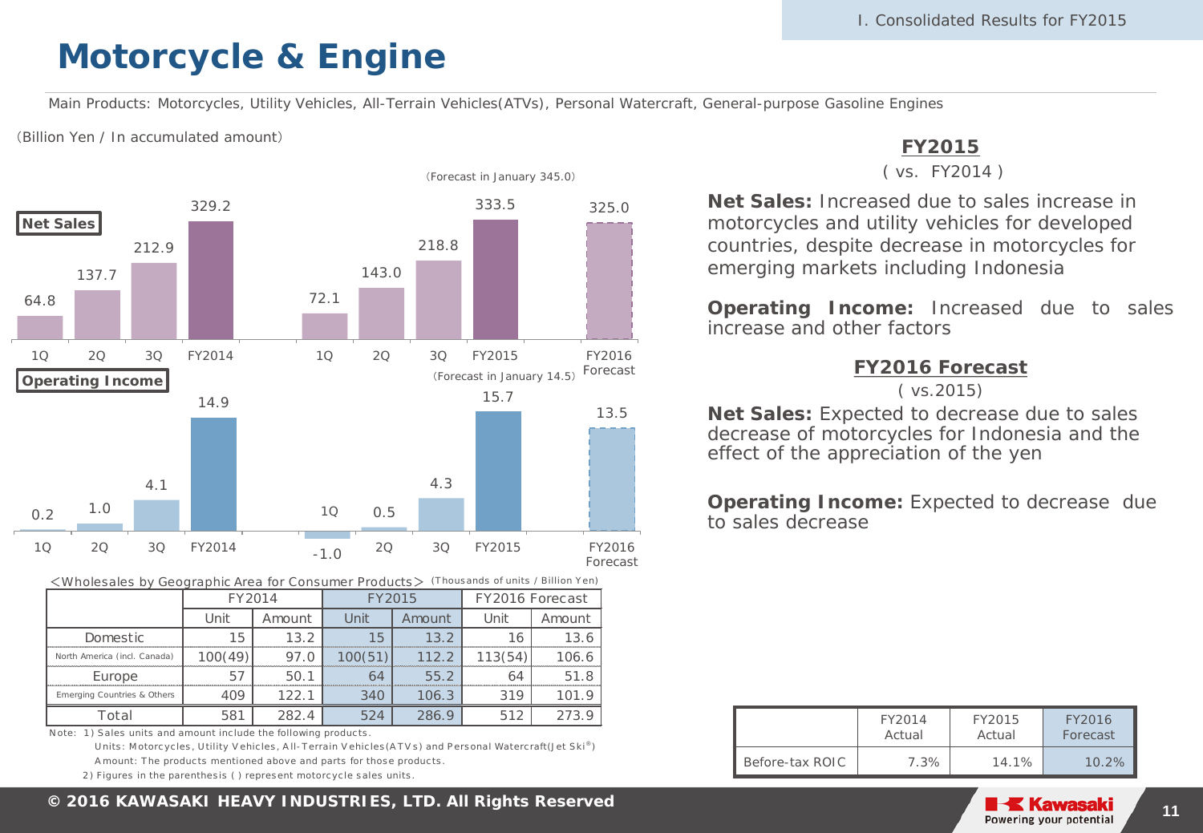# Motorcycle & Engine

Main Products: Motorcycles, Utility Vehicles, All-Terrain Vehicles(ATVs), Personal Watercraft, General-purpose Gasoline Engines

(Billion Yen / In accumulated amount)

**Net Sales**

| | 1Q | 2Q | 3Q | Full Year |
|---|---|---|---|---|
| FY2014 | 64.8 | 137.7 | 212.9 | 329.2 |
| FY2015 | 72.1 | 143.0 | 218.8 | 333.5 |
| FY2016 Forecast | | | | 325.0 |

(Forecast in January 345.0)

**Operating Income**

| | 1Q | 2Q | 3Q | Full Year |
|---|---|---|---|---|
| FY2014 | 0.2 | 1.0 | 4.1 | 14.9 |
| FY2015 | -1.0 | 0.5 | 4.3 | 15.7 |
| FY2016 Forecast | | | | 13.5 |

(Forecast in January 14.5)

<Wholesales by Geographic Area for Consumer Products> (Thousands of units / Billion Yen)

| | FY2014 | | FY2015 | | FY2016 Forecast | |
|---|---|---|---|---|---|---|
| | Unit | Amount | Unit | Amount | Unit | Amount |
| Domestic | 15 | 13.2 | 15 | 13.2 | 16 | 13.6 |
| North America (incl. Canada) | 100(49) | 97.0 | 100(51) | 112.2 | 113(54) | 106.6 |
| Europe | 57 | 50.1 | 64 | 55.2 | 64 | 51.8 |
| Emerging Countries & Others | 409 | 122.1 | 340 | 106.3 | 319 | 101.9 |
| Total | 581 | 282.4 | 524 | 286.9 | 512 | 273.9 |

Note: 1) Sales units and amount include the following products.
Units: Motorcycles, Utility Vehicles, All-Terrain Vehicles(ATVs) and Personal Watercraft(Jet Ski®)
Amount: The products mentioned above and parts for those products.
2) Figures in the parenthesis ( ) represent motorcycle sales units.

## FY2015

( vs. FY2014 )

**Net Sales:** Increased due to sales increase in motorcycles and utility vehicles for developed countries, despite decrease in motorcycles for emerging markets including Indonesia

**Operating Income:** Increased due to sales increase and other factors

## FY2016 Forecast

( vs.2015)

**Net Sales:** Expected to decrease due to sales decrease of motorcycles for Indonesia and the effect of the appreciation of the yen

**Operating Income:** Expected to decrease due to sales decrease

| | FY2014 Actual | FY2015 Actual | FY2016 Forecast |
|---|---|---|---|
| Before-tax ROIC | 7.3% | 14.1% | 10.2% |

© 2016 KAWASAKI HEAVY INDUSTRIES, LTD. All Rights Reserved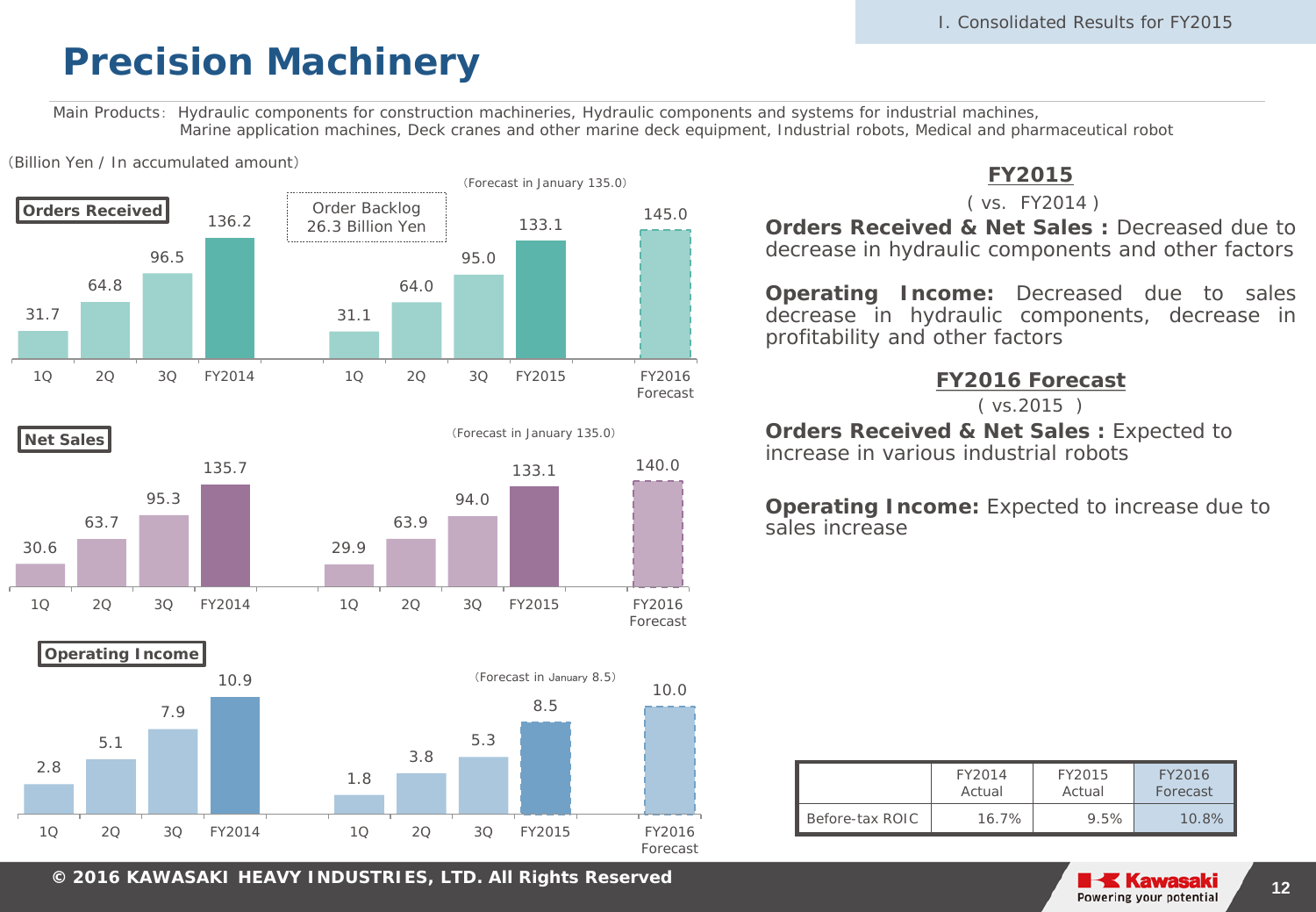# Precision Machinery

Main Products: Hydraulic components for construction machineries, Hydraulic components and systems for industrial machines, Marine application machines, Deck cranes and other marine deck equipment, Industrial robots, Medical and pharmaceutical robot

(Billion Yen / In accumulated amount)

**Orders Received**

Order Backlog 26.3 Billion Yen

(Forecast in January 135.0)

| | 1Q | 2Q | 3Q | Full Year |
|---|---|---|---|---|
| FY2014 | 31.7 | 64.8 | 96.5 | 136.2 |
| FY2015 | 31.1 | 64.0 | 95.0 | 133.1 |
| FY2016 Forecast | | | | 145.0 |

**Net Sales**

(Forecast in January 135.0)

| | 1Q | 2Q | 3Q | Full Year |
|---|---|---|---|---|
| FY2014 | 30.6 | 63.7 | 95.3 | 135.7 |
| FY2015 | 29.9 | 63.9 | 94.0 | 133.1 |
| FY2016 Forecast | | | | 140.0 |

**Operating Income**

(Forecast in January 8.5)

| | 1Q | 2Q | 3Q | Full Year |
|---|---|---|---|---|
| FY2014 | 2.8 | 5.1 | 7.9 | 10.9 |
| FY2015 | 1.8 | 3.8 | 5.3 | 8.5 |
| FY2016 Forecast | | | | 10.0 |

## FY2015

( vs. FY2014 )

**Orders Received & Net Sales :** Decreased due to decrease in hydraulic components and other factors

**Operating Income:** Decreased due to sales decrease in hydraulic components, decrease in profitability and other factors

## FY2016 Forecast

( vs.2015 )

**Orders Received & Net Sales :** Expected to increase in various industrial robots

**Operating Income:** Expected to increase due to sales increase

| | FY2014 Actual | FY2015 Actual | FY2016 Forecast |
|---|---|---|---|
| Before-tax ROIC | 16.7% | 9.5% | 10.8% |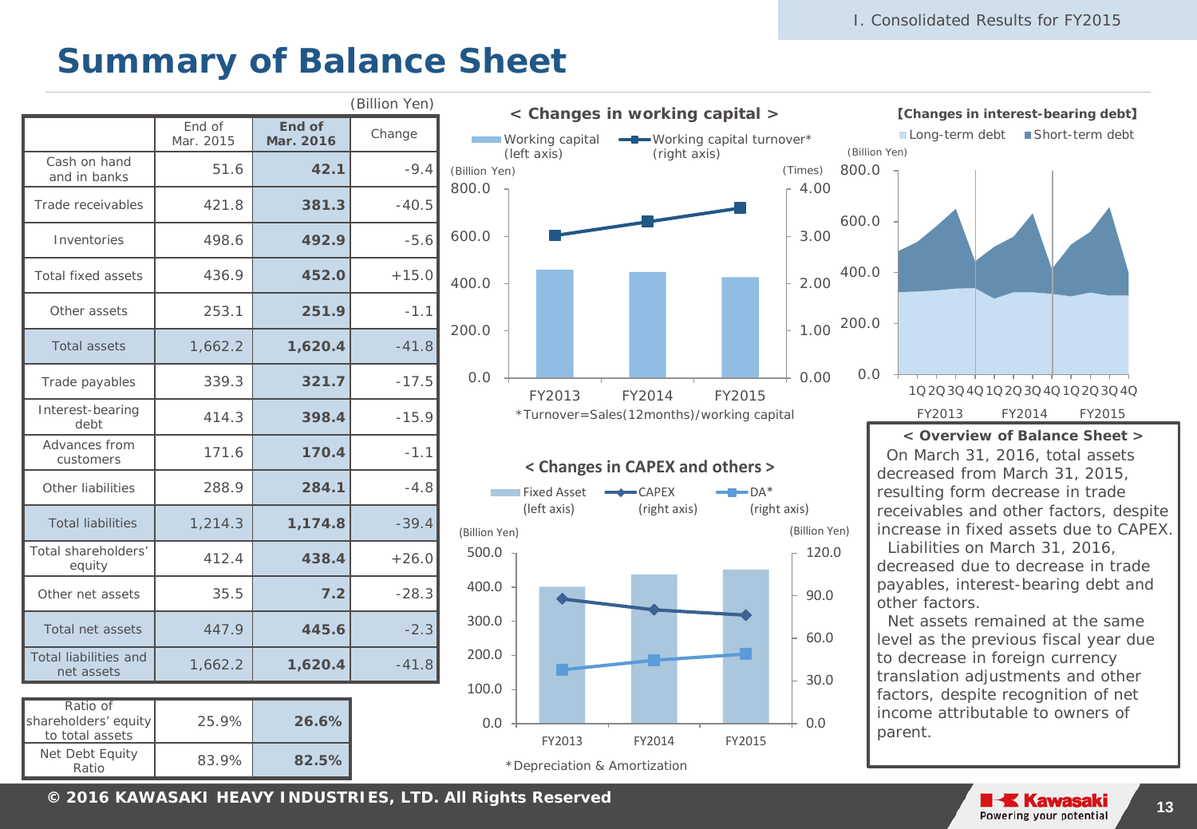# Summary of Balance Sheet

(Billion Yen)

| | End of Mar. 2015 | **End of Mar. 2016** | Change |
|---|---|---|---|
| Cash on hand and in banks | 51.6 | **42.1** | -9.4 |
| Trade receivables | 421.8 | **381.3** | -40.5 |
| Inventories | 498.6 | **492.9** | -5.6 |
| Total fixed assets | 436.9 | **452.0** | +15.0 |
| Other assets | 253.1 | **251.9** | -1.1 |
| Total assets | 1,662.2 | **1,620.4** | -41.8 |
| Trade payables | 339.3 | **321.7** | -17.5 |
| Interest-bearing debt | 414.3 | **398.4** | -15.9 |
| Advances from customers | 171.6 | **170.4** | -1.1 |
| Other liabilities | 288.9 | **284.1** | -4.8 |
| Total liabilities | 1,214.3 | **1,174.8** | -39.4 |
| Total shareholders' equity | 412.4 | **438.4** | +26.0 |
| Other net assets | 35.5 | **7.2** | -28.3 |
| Total net assets | 447.9 | **445.6** | -2.3 |
| Total liabilities and net assets | 1,662.2 | **1,620.4** | -41.8 |

| | | |
|---|---|---|
| Ratio of shareholders' equity to total assets | 25.9% | **26.6%** |
| Net Debt Equity Ratio | 83.9% | **82.5%** |

**< Changes in working capital >**

Working capital (left axis), Working capital turnover* (right axis)

*Turnover=Sales(12months)/working capital

**< Changes in CAPEX and others >**

Fixed Asset (left axis), CAPEX (right axis), DA* (right axis)

*Depreciation & Amortization

**【Changes in interest-bearing debt】**

Long-term debt, Short-term debt

**< Overview of Balance Sheet >**

On March 31, 2016, total assets decreased from March 31, 2015, resulting form decrease in trade receivables and other factors, despite increase in fixed assets due to CAPEX.

Liabilities on March 31, 2016, decreased due to decrease in trade payables, interest-bearing debt and other factors.

Net assets remained at the same level as the previous fiscal year due to decrease in foreign currency translation adjustments and other factors, despite recognition of net income attributable to owners of parent.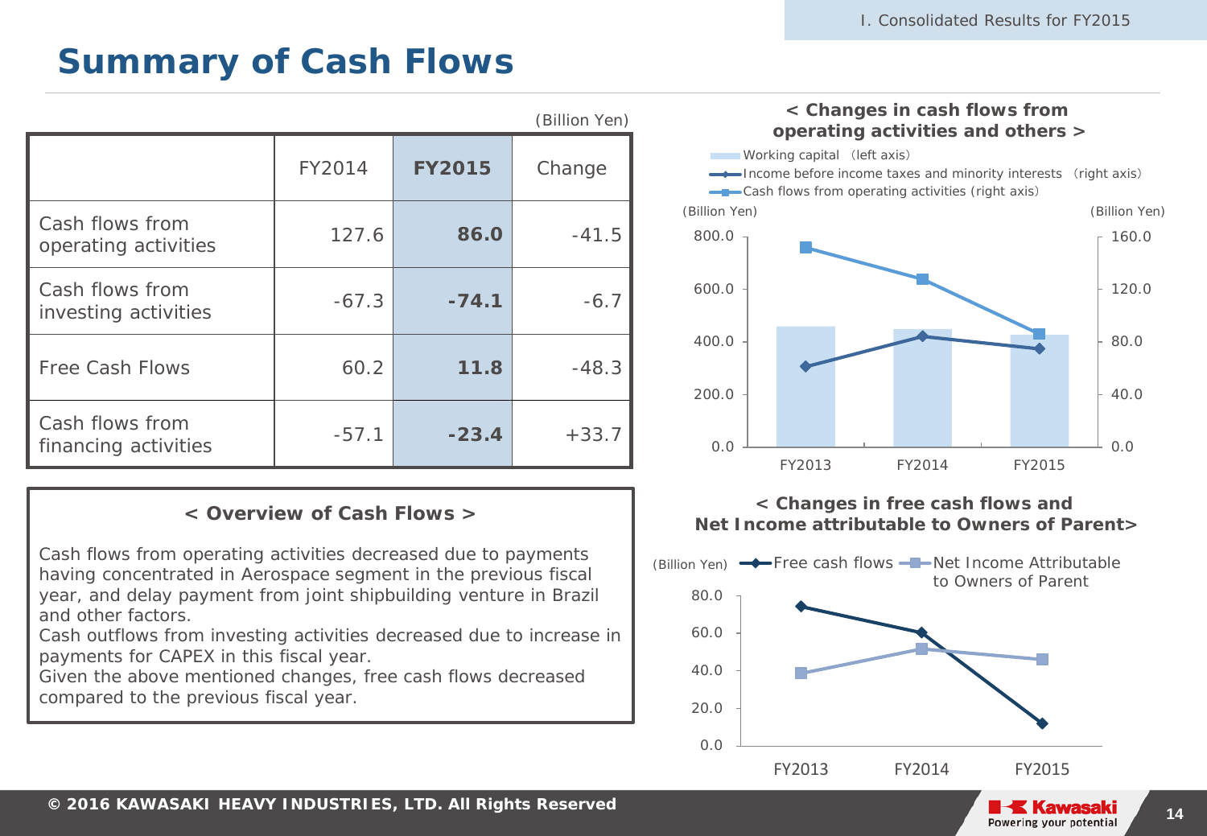# Summary of Cash Flows

(Billion Yen)

| | FY2014 | FY2015 | Change |
|---|---|---|---|
| Cash flows from operating activities | 127.6 | **86.0** | -41.5 |
| Cash flows from investing activities | -67.3 | **-74.1** | -6.7 |
| Free Cash Flows | 60.2 | **11.8** | -48.3 |
| Cash flows from financing activities | -57.1 | **-23.4** | +33.7 |

**< Overview of Cash Flows >**

Cash flows from operating activities decreased due to payments having concentrated in Aerospace segment in the previous fiscal year, and delay payment from joint shipbuilding venture in Brazil and other factors.
Cash outflows from investing activities decreased due to increase in payments for CAPEX in this fiscal year.
Given the above mentioned changes, free cash flows decreased compared to the previous fiscal year.

**< Changes in cash flows from operating activities and others >**

Working capital (left axis)
Income before income taxes and minority interests (right axis)
Cash flows from operating activities (right axis)

(Billion Yen) (Billion Yen)

FY2013 FY2014 FY2015

**< Changes in free cash flows and Net Income attributable to Owners of Parent>**

(Billion Yen) Free cash flows, Net Income Attributable to Owners of Parent

FY2013 FY2014 FY2015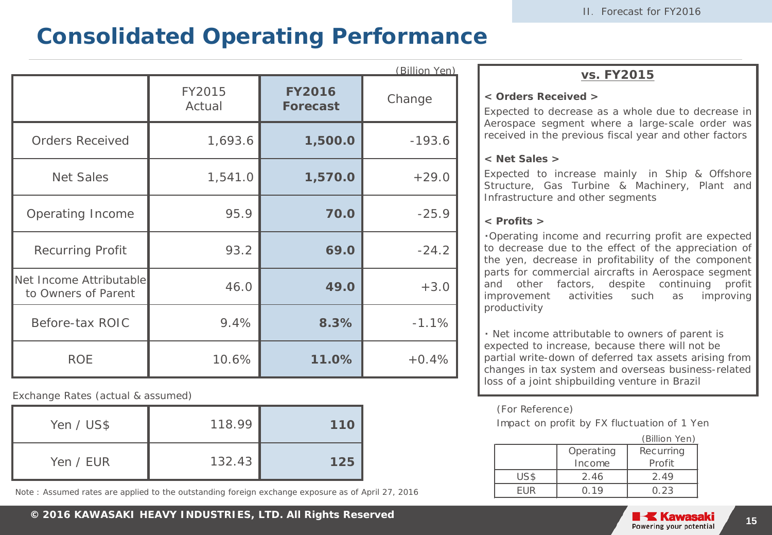# Consolidated Operating Performance

(Billion Yen)

| | FY2015 Actual | **FY2016 Forecast** | Change |
|---|---|---|---|
| Orders Received | 1,693.6 | **1,500.0** | -193.6 |
| Net Sales | 1,541.0 | **1,570.0** | +29.0 |
| Operating Income | 95.9 | **70.0** | -25.9 |
| Recurring Profit | 93.2 | **69.0** | -24.2 |
| Net Income Attributable to Owners of Parent | 46.0 | **49.0** | +3.0 |
| Before-tax ROIC | 9.4% | **8.3%** | -1.1% |
| ROE | 10.6% | **11.0%** | +0.4% |

Exchange Rates (actual & assumed)

| | FY2015 Actual | **FY2016 Forecast** |
|---|---|---|
| Yen / US$ | 118.99 | **110** |
| Yen / EUR | 132.43 | **125** |

Note : Assumed rates are applied to the outstanding foreign exchange exposure as of April 27, 2016

## vs. FY2015

**< Orders Received >**

Expected to decrease as a whole due to decrease in Aerospace segment where a large-scale order was received in the previous fiscal year and other factors

**< Net Sales >**

Expected to increase mainly in Ship & Offshore Structure, Gas Turbine & Machinery, Plant and Infrastructure and other segments

**< Profits >**

・Operating income and recurring profit are expected to decrease due to the effect of the appreciation of the yen, decrease in profitability of the component parts for commercial aircrafts in Aerospace segment and other factors, despite continuing profit improvement activities such as improving productivity

・Net income attributable to owners of parent is expected to increase, because there will not be partial write-down of deferred tax assets arising from changes in tax system and overseas business-related loss of a joint shipbuilding venture in Brazil

(For Reference)

Impact on profit by FX fluctuation of 1 Yen

(Billion Yen)

| | Operating Income | Recurring Profit |
|---|---|---|
| US$ | 2.46 | 2.49 |
| EUR | 0.19 | 0.23 |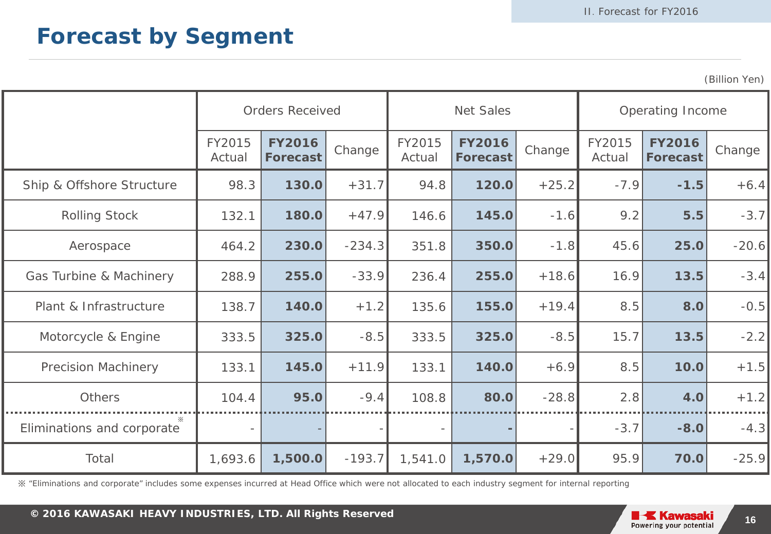# Forecast by Segment

(Billion Yen)

| | Orders Received | | | Net Sales | | | Operating Income | | |
|---|---|---|---|---|---|---|---|---|---|
| | FY2015 Actual | **FY2016 Forecast** | Change | FY2015 Actual | **FY2016 Forecast** | Change | FY2015 Actual | **FY2016 Forecast** | Change |
| Ship & Offshore Structure | 98.3 | **130.0** | +31.7 | 94.8 | **120.0** | +25.2 | -7.9 | **-1.5** | +6.4 |
| Rolling Stock | 132.1 | **180.0** | +47.9 | 146.6 | **145.0** | -1.6 | 9.2 | **5.5** | -3.7 |
| Aerospace | 464.2 | **230.0** | -234.3 | 351.8 | **350.0** | -1.8 | 45.6 | **25.0** | -20.6 |
| Gas Turbine & Machinery | 288.9 | **255.0** | -33.9 | 236.4 | **255.0** | +18.6 | 16.9 | **13.5** | -3.4 |
| Plant & Infrastructure | 138.7 | **140.0** | +1.2 | 135.6 | **155.0** | +19.4 | 8.5 | **8.0** | -0.5 |
| Motorcycle & Engine | 333.5 | **325.0** | -8.5 | 333.5 | **325.0** | -8.5 | 15.7 | **13.5** | -2.2 |
| Precision Machinery | 133.1 | **145.0** | +11.9 | 133.1 | **140.0** | +6.9 | 8.5 | **10.0** | +1.5 |
| Others | 104.4 | **95.0** | -9.4 | 108.8 | **80.0** | -28.8 | 2.8 | **4.0** | +1.2 |
| Eliminations and corporate ※ | - | **-** | - | - | **-** | - | -3.7 | **-8.0** | -4.3 |
| Total | 1,693.6 | **1,500.0** | -193.7 | 1,541.0 | **1,570.0** | +29.0 | 95.9 | **70.0** | -25.9 |

※ "Eliminations and corporate" includes some expenses incurred at Head Office which were not allocated to each industry segment for internal reporting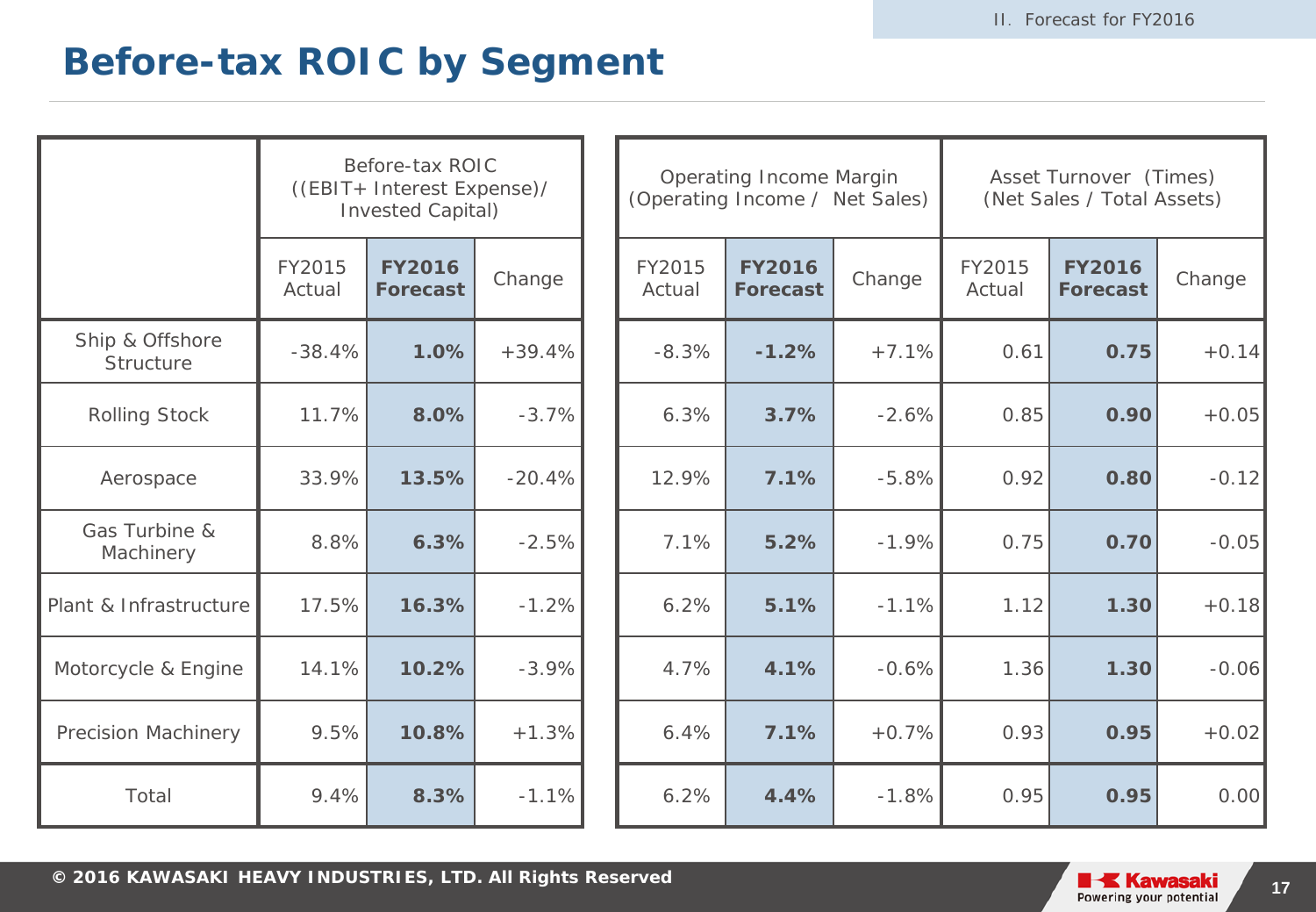# Before-tax ROIC by Segment

| | Before-tax ROIC ((EBIT+ Interest Expense)/ Invested Capital) | | | Operating Income Margin (Operating Income / Net Sales) | | | Asset Turnover (Times) (Net Sales / Total Assets) | | |
|---|---|---|---|---|---|---|---|---|---|
| | FY2015 Actual | **FY2016 Forecast** | Change | FY2015 Actual | **FY2016 Forecast** | Change | FY2015 Actual | **FY2016 Forecast** | Change |
| Ship & Offshore Structure | -38.4% | **1.0%** | +39.4% | -8.3% | **-1.2%** | +7.1% | 0.61 | **0.75** | +0.14 |
| Rolling Stock | 11.7% | **8.0%** | -3.7% | 6.3% | **3.7%** | -2.6% | 0.85 | **0.90** | +0.05 |
| Aerospace | 33.9% | **13.5%** | -20.4% | 12.9% | **7.1%** | -5.8% | 0.92 | **0.80** | -0.12 |
| Gas Turbine & Machinery | 8.8% | **6.3%** | -2.5% | 7.1% | **5.2%** | -1.9% | 0.75 | **0.70** | -0.05 |
| Plant & Infrastructure | 17.5% | **16.3%** | -1.2% | 6.2% | **5.1%** | -1.1% | 1.12 | **1.30** | +0.18 |
| Motorcycle & Engine | 14.1% | **10.2%** | -3.9% | 4.7% | **4.1%** | -0.6% | 1.36 | **1.30** | -0.06 |
| Precision Machinery | 9.5% | **10.8%** | +1.3% | 6.4% | **7.1%** | +0.7% | 0.93 | **0.95** | +0.02 |
| Total | 9.4% | **8.3%** | -1.1% | 6.2% | **4.4%** | -1.8% | 0.95 | **0.95** | 0.00 |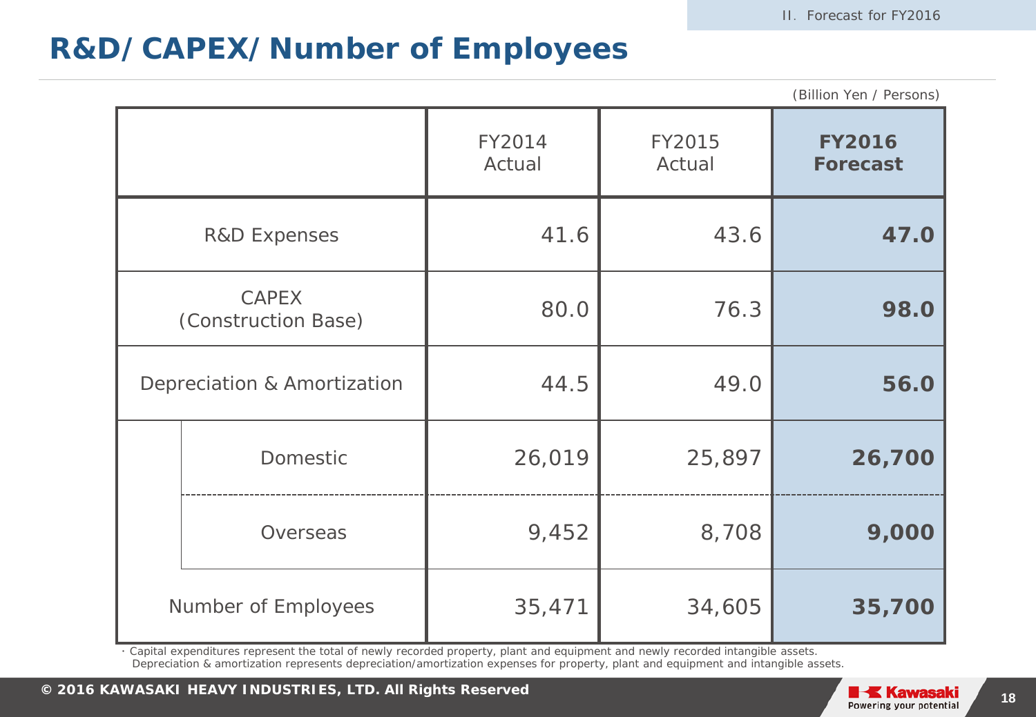## R&D/CAPEX/Number of Employees

(Billion Yen / Persons)

| | | FY2014 Actual | FY2015 Actual | **FY2016 Forecast** |
|---|---|---|---|---|
| R&D Expenses | | 41.6 | 43.6 | **47.0** |
| CAPEX (Construction Base) | | 80.0 | 76.3 | **98.0** |
| Depreciation & Amortization | | 44.5 | 49.0 | **56.0** |
| | Domestic | 26,019 | 25,897 | **26,700** |
| | Overseas | 9,452 | 8,708 | **9,000** |
| Number of Employees | | 35,471 | 34,605 | **35,700** |

・Capital expenditures represent the total of newly recorded property, plant and equipment and newly recorded intangible assets.
Depreciation & amortization represents depreciation/amortization expenses for property, plant and equipment and intangible assets.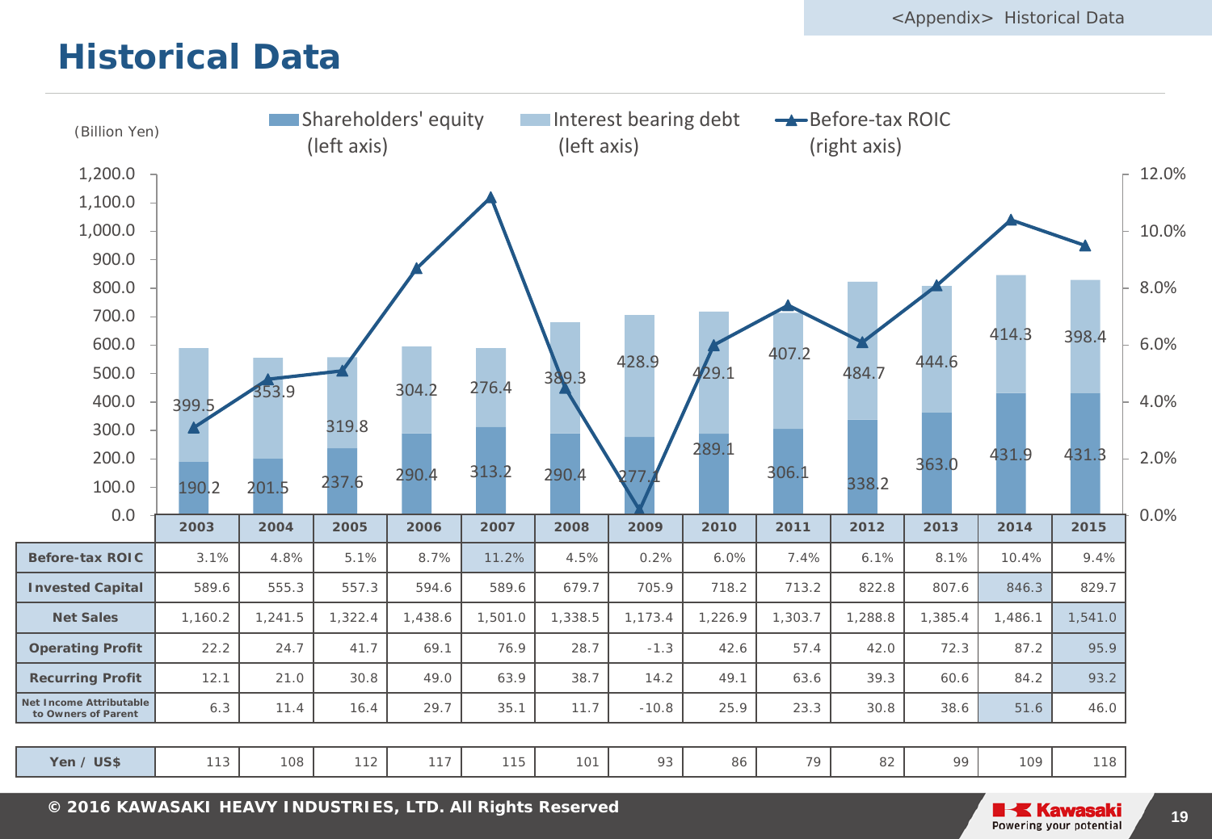# Historical Data

(Billion Yen)

Shareholders' equity (left axis) | Interest bearing debt (left axis) | Before-tax ROIC (right axis)

| | 2003 | 2004 | 2005 | 2006 | 2007 | 2008 | 2009 | 2010 | 2011 | 2012 | 2013 | 2014 | 2015 |
|---|---|---|---|---|---|---|---|---|---|---|---|---|---|
| Shareholders' equity | 190.2 | 201.5 | 237.6 | 290.4 | 313.2 | 290.4 | 277.1 | 289.1 | 306.1 | 338.2 | 363.0 | 431.9 | 431.3 |
| Interest bearing debt | 399.5 | 353.9 | 319.8 | 304.2 | 276.4 | 389.3 | 428.9 | 429.1 | 407.2 | 484.7 | 444.6 | 414.3 | 398.4 |
| Before-tax ROIC | 3.1% | 4.8% | 5.1% | 8.7% | 11.2% | 4.5% | 0.2% | 6.0% | 7.4% | 6.1% | 8.1% | 10.4% | 9.4% |
| Invested Capital | 589.6 | 555.3 | 557.3 | 594.6 | 589.6 | 679.7 | 705.9 | 718.2 | 713.2 | 822.8 | 807.6 | 846.3 | 829.7 |
| Net Sales | 1,160.2 | 1,241.5 | 1,322.4 | 1,438.6 | 1,501.0 | 1,338.5 | 1,173.4 | 1,226.9 | 1,303.7 | 1,288.8 | 1,385.4 | 1,486.1 | 1,541.0 |
| Operating Profit | 22.2 | 24.7 | 41.7 | 69.1 | 76.9 | 28.7 | -1.3 | 42.6 | 57.4 | 42.0 | 72.3 | 87.2 | 95.9 |
| Recurring Profit | 12.1 | 21.0 | 30.8 | 49.0 | 63.9 | 38.7 | 14.2 | 49.1 | 63.6 | 39.3 | 60.6 | 84.2 | 93.2 |
| Net Income Attributable to Owners of Parent | 6.3 | 11.4 | 16.4 | 29.7 | 35.1 | 11.7 | -10.8 | 25.9 | 23.3 | 30.8 | 38.6 | 51.6 | 46.0 |
| Yen / US$ | 113 | 108 | 112 | 117 | 115 | 101 | 93 | 86 | 79 | 82 | 99 | 109 | 118 |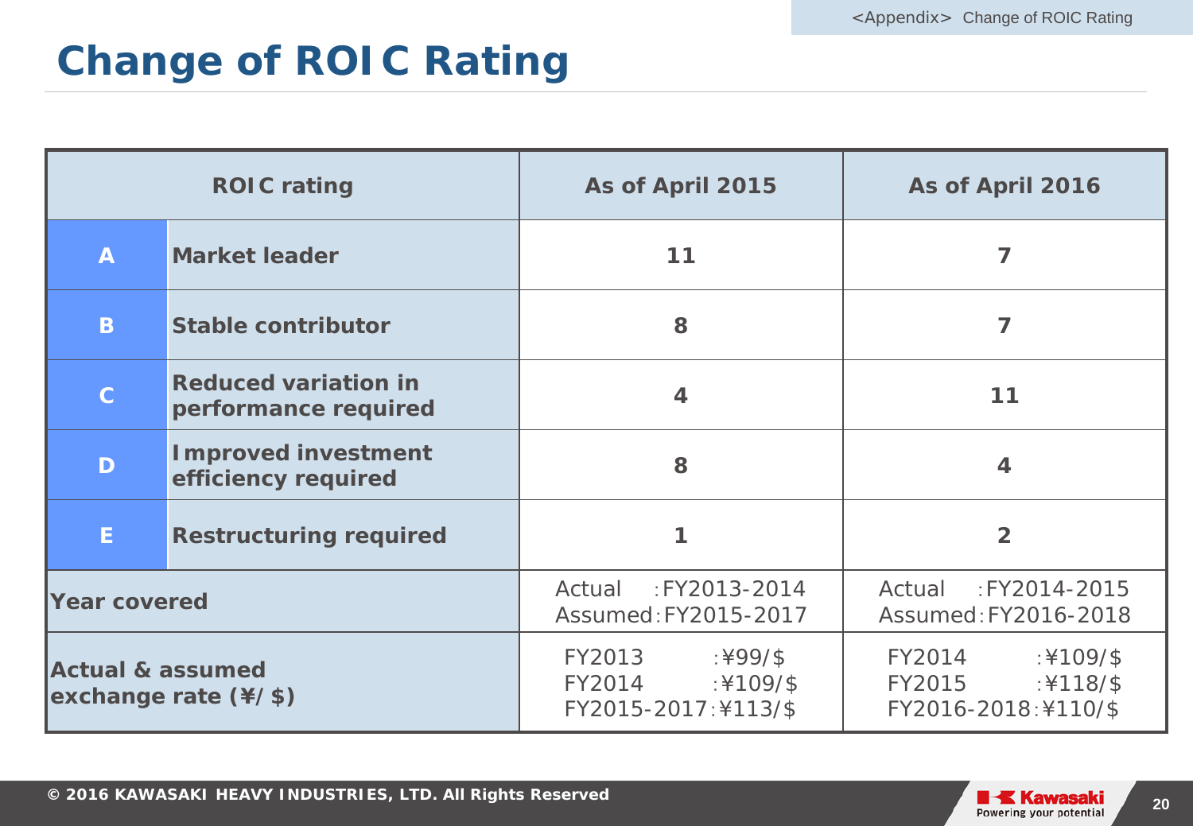# Change of ROIC Rating

| ROIC rating | | As of April 2015 | As of April 2016 |
|---|---|---|---|
| A | Market leader | 11 | 7 |
| B | Stable contributor | 8 | 7 |
| C | Reduced variation in performance required | 4 | 11 |
| D | Improved investment efficiency required | 8 | 4 |
| E | Restructuring required | 1 | 2 |
| Year covered | | Actual : FY2013-2014<br>Assumed : FY2015-2017 | Actual : FY2014-2015<br>Assumed : FY2016-2018 |
| Actual & assumed exchange rate (¥/$) | | FY2013 : ¥99/$<br>FY2014 : ¥109/$<br>FY2015-2017 : ¥113/$ | FY2014 : ¥109/$<br>FY2015 : ¥118/$<br>FY2016-2018 : ¥110/$ |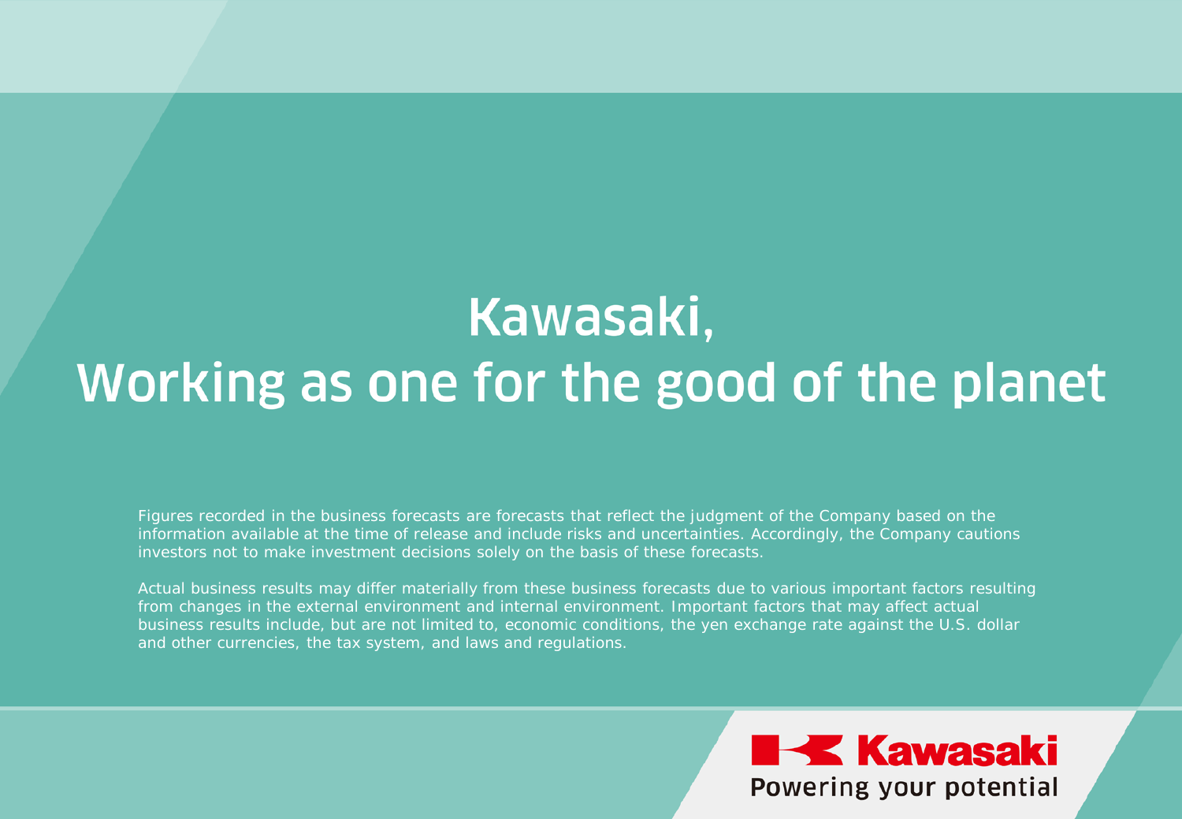# Kawasaki, Working as one for the good of the planet

Figures recorded in the business forecasts are forecasts that reflect the judgment of the Company based on the information available at the time of release and include risks and uncertainties. Accordingly, the Company cautions investors not to make investment decisions solely on the basis of these forecasts.

Actual business results may differ materially from these business forecasts due to various important factors resulting from changes in the external environment and internal environment. Important factors that may affect actual business results include, but are not limited to, economic conditions, the yen exchange rate against the U.S. dollar and other currencies, the tax system, and laws and regulations.

Kawasaki
Powering your potential